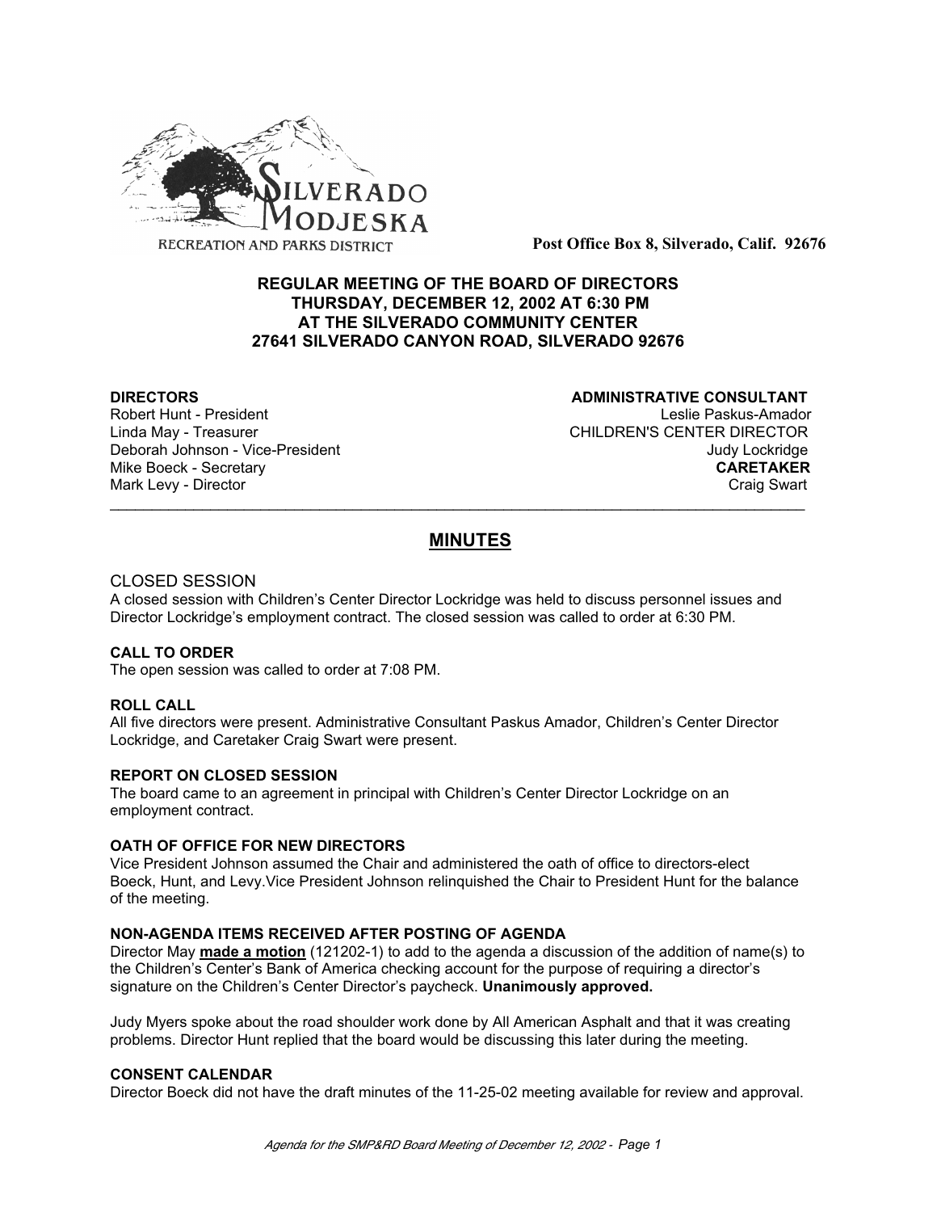SILVERADO MODJESKA RECREATION AND PARKS DISTRICT

**Post Office Box 8, Silverado, Calif. 92676**

**REGULAR MEETING OF THE BOARD OF DIRECTORS**
**THURSDAY, DECEMBER 12, 2002 AT 6:30 PM**
**AT THE SILVERADO COMMUNITY CENTER**
**27641 SILVERADO CANYON ROAD, SILVERADO 92676**

**DIRECTORS**
Robert Hunt - President
Linda May - Treasurer
Deborah Johnson - Vice-President
Mike Boeck - Secretary
Mark Levy - Director

**ADMINISTRATIVE CONSULTANT**
Leslie Paskus-Amador
CHILDREN'S CENTER DIRECTOR
Judy Lockridge
**CARETAKER**
Craig Swart

---

# MINUTES

## CLOSED SESSION

A closed session with Children's Center Director Lockridge was held to discuss personnel issues and Director Lockridge's employment contract. The closed session was called to order at 6:30 PM.

### CALL TO ORDER

The open session was called to order at 7:08 PM.

### ROLL CALL

All five directors were present. Administrative Consultant Paskus Amador, Children's Center Director Lockridge, and Caretaker Craig Swart were present.

### REPORT ON CLOSED SESSION

The board came to an agreement in principal with Children's Center Director Lockridge on an employment contract.

### OATH OF OFFICE FOR NEW DIRECTORS

Vice President Johnson assumed the Chair and administered the oath of office to directors-elect Boeck, Hunt, and Levy.Vice President Johnson relinquished the Chair to President Hunt for the balance of the meeting.

### NON-AGENDA ITEMS RECEIVED AFTER POSTING OF AGENDA

Director May **made a motion** (121202-1) to add to the agenda a discussion of the addition of name(s) to the Children's Center's Bank of America checking account for the purpose of requiring a director's signature on the Children's Center Director's paycheck. **Unanimously approved.**

Judy Myers spoke about the road shoulder work done by All American Asphalt and that it was creating problems. Director Hunt replied that the board would be discussing this later during the meeting.

### CONSENT CALENDAR

Director Boeck did not have the draft minutes of the 11-25-02 meeting available for review and approval.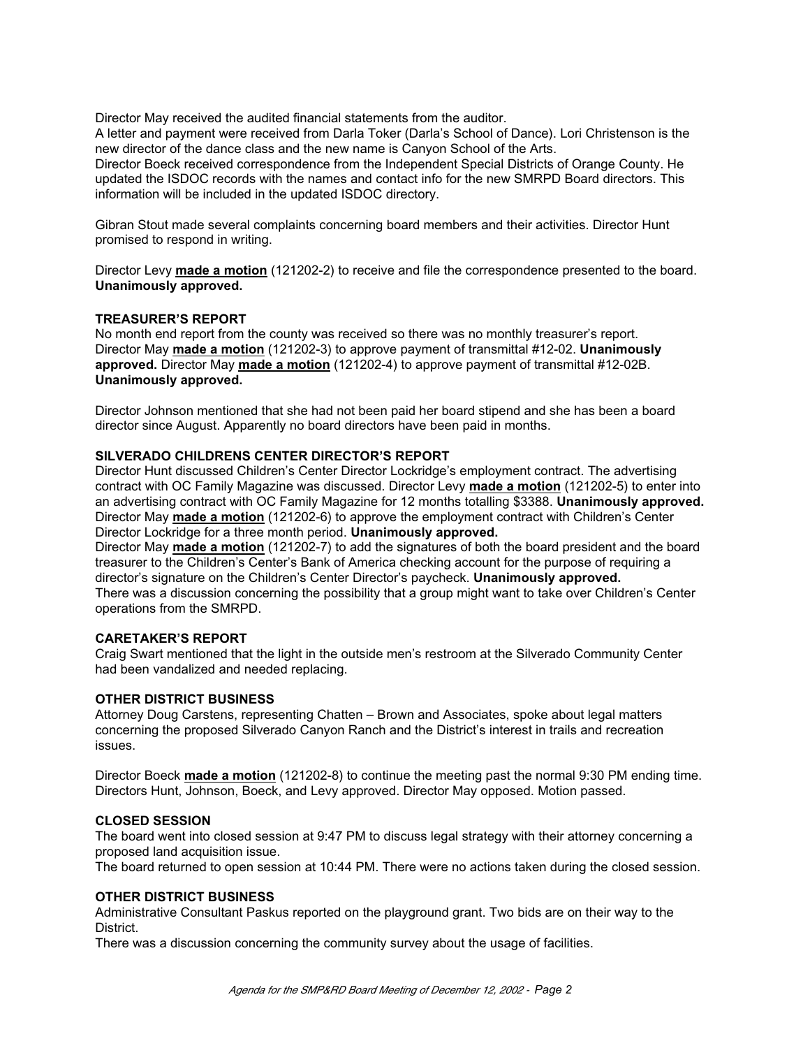Director May received the audited financial statements from the auditor.
A letter and payment were received from Darla Toker (Darla's School of Dance). Lori Christenson is the new director of the dance class and the new name is Canyon School of the Arts.
Director Boeck received correspondence from the Independent Special Districts of Orange County. He updated the ISDOC records with the names and contact info for the new SMRPD Board directors. This information will be included in the updated ISDOC directory.

Gibran Stout made several complaints concerning board members and their activities. Director Hunt promised to respond in writing.

Director Levy **made a motion** (121202-2) to receive and file the correspondence presented to the board. **Unanimously approved.**

### TREASURER'S REPORT

No month end report from the county was received so there was no monthly treasurer's report.
Director May **made a motion** (121202-3) to approve payment of transmittal #12-02. **Unanimously approved.** Director May **made a motion** (121202-4) to approve payment of transmittal #12-02B. **Unanimously approved.**

Director Johnson mentioned that she had not been paid her board stipend and she has been a board director since August. Apparently no board directors have been paid in months.

### SILVERADO CHILDRENS CENTER DIRECTOR'S REPORT

Director Hunt discussed Children's Center Director Lockridge's employment contract. The advertising contract with OC Family Magazine was discussed. Director Levy **made a motion** (121202-5) to enter into an advertising contract with OC Family Magazine for 12 months totalling $3388. **Unanimously approved.**
Director May **made a motion** (121202-6) to approve the employment contract with Children's Center Director Lockridge for a three month period. **Unanimously approved.**
Director May **made a motion** (121202-7) to add the signatures of both the board president and the board treasurer to the Children's Center's Bank of America checking account for the purpose of requiring a director's signature on the Children's Center Director's paycheck. **Unanimously approved.**
There was a discussion concerning the possibility that a group might want to take over Children's Center operations from the SMRPD.

### CARETAKER'S REPORT

Craig Swart mentioned that the light in the outside men's restroom at the Silverado Community Center had been vandalized and needed replacing.

### OTHER DISTRICT BUSINESS

Attorney Doug Carstens, representing Chatten – Brown and Associates, spoke about legal matters concerning the proposed Silverado Canyon Ranch and the District's interest in trails and recreation issues.

Director Boeck **made a motion** (121202-8) to continue the meeting past the normal 9:30 PM ending time. Directors Hunt, Johnson, Boeck, and Levy approved. Director May opposed. Motion passed.

### CLOSED SESSION

The board went into closed session at 9:47 PM to discuss legal strategy with their attorney concerning a proposed land acquisition issue.
The board returned to open session at 10:44 PM. There were no actions taken during the closed session.

### OTHER DISTRICT BUSINESS

Administrative Consultant Paskus reported on the playground grant. Two bids are on their way to the District.
There was a discussion concerning the community survey about the usage of facilities.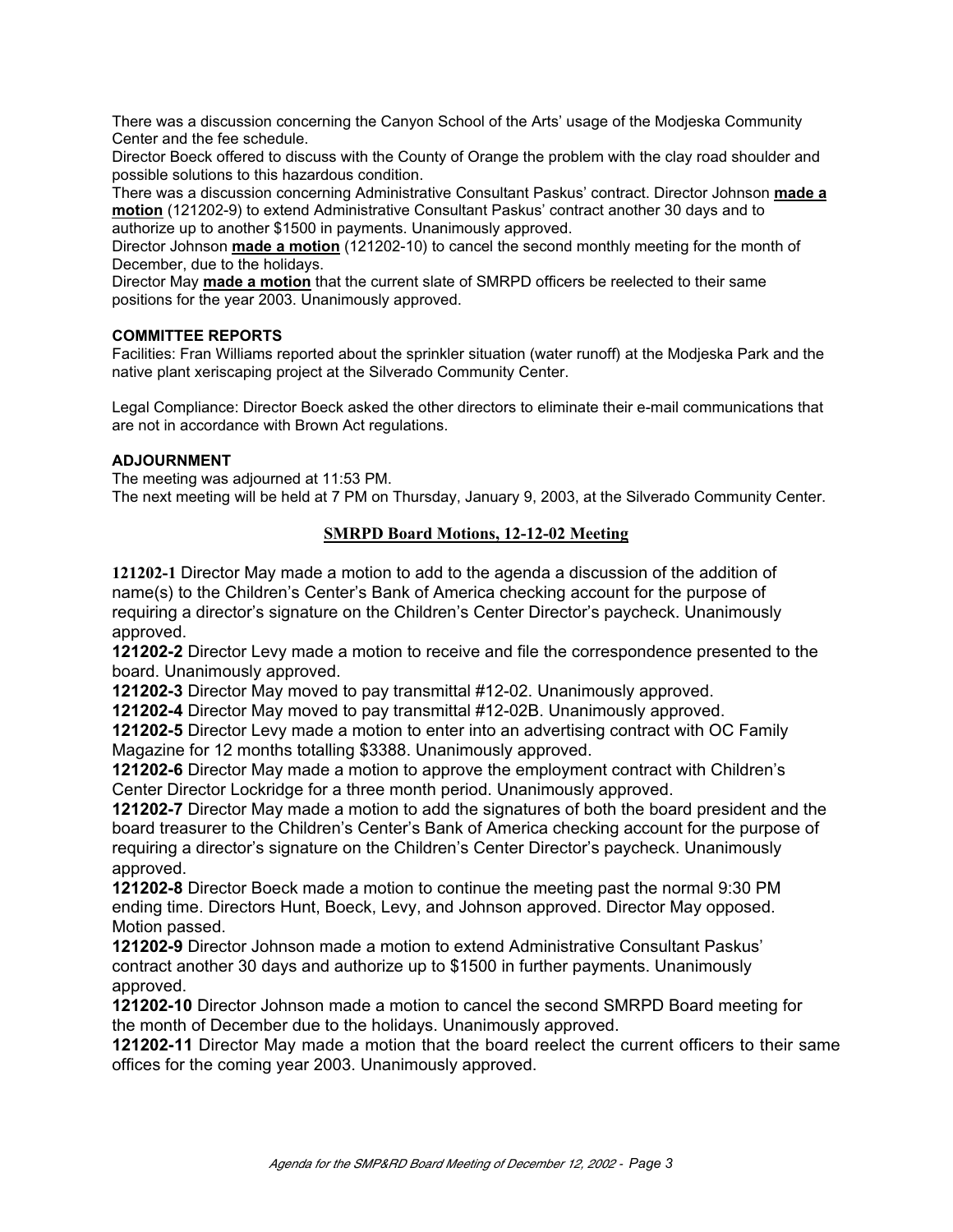There was a discussion concerning the Canyon School of the Arts' usage of the Modjeska Community Center and the fee schedule.

Director Boeck offered to discuss with the County of Orange the problem with the clay road shoulder and possible solutions to this hazardous condition.

There was a discussion concerning Administrative Consultant Paskus' contract. Director Johnson **made a motion** (121202-9) to extend Administrative Consultant Paskus' contract another 30 days and to authorize up to another $1500 in payments. Unanimously approved.

Director Johnson **made a motion** (121202-10) to cancel the second monthly meeting for the month of December, due to the holidays.

Director May **made a motion** that the current slate of SMRPD officers be reelected to their same positions for the year 2003. Unanimously approved.

#### COMMITTEE REPORTS

Facilities: Fran Williams reported about the sprinkler situation (water runoff) at the Modjeska Park and the native plant xeriscaping project at the Silverado Community Center.

Legal Compliance: Director Boeck asked the other directors to eliminate their e-mail communications that are not in accordance with Brown Act regulations.

#### ADJOURNMENT

The meeting was adjourned at 11:53 PM.

The next meeting will be held at 7 PM on Thursday, January 9, 2003, at the Silverado Community Center.

## SMRPD Board Motions, 12-12-02 Meeting

**121202-1** Director May made a motion to add to the agenda a discussion of the addition of name(s) to the Children's Center's Bank of America checking account for the purpose of requiring a director's signature on the Children's Center Director's paycheck. Unanimously approved.

**121202-2** Director Levy made a motion to receive and file the correspondence presented to the board. Unanimously approved.

**121202-3** Director May moved to pay transmittal #12-02. Unanimously approved.

**121202-4** Director May moved to pay transmittal #12-02B. Unanimously approved.

**121202-5** Director Levy made a motion to enter into an advertising contract with OC Family Magazine for 12 months totalling $3388. Unanimously approved.

**121202-6** Director May made a motion to approve the employment contract with Children's Center Director Lockridge for a three month period. Unanimously approved.

**121202-7** Director May made a motion to add the signatures of both the board president and the board treasurer to the Children's Center's Bank of America checking account for the purpose of requiring a director's signature on the Children's Center Director's paycheck. Unanimously approved.

**121202-8** Director Boeck made a motion to continue the meeting past the normal 9:30 PM ending time. Directors Hunt, Boeck, Levy, and Johnson approved. Director May opposed. Motion passed.

**121202-9** Director Johnson made a motion to extend Administrative Consultant Paskus' contract another 30 days and authorize up to $1500 in further payments. Unanimously approved.

**121202-10** Director Johnson made a motion to cancel the second SMRPD Board meeting for the month of December due to the holidays. Unanimously approved.

**121202-11** Director May made a motion that the board reelect the current officers to their same offices for the coming year 2003. Unanimously approved.